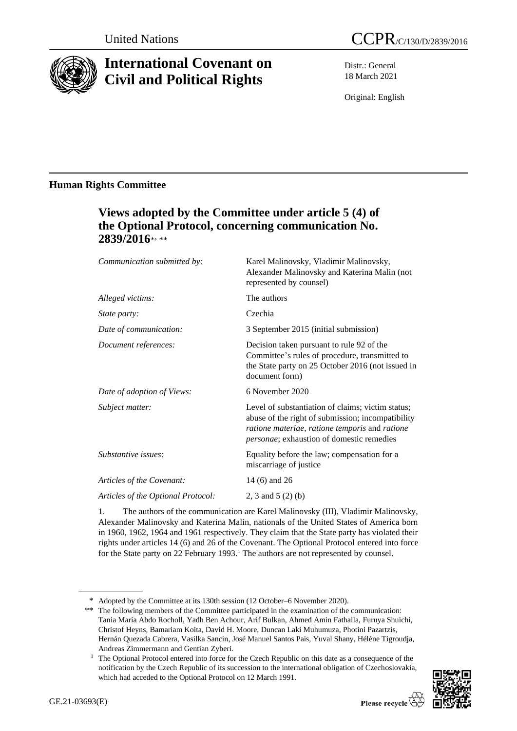United Nations

CCPR/C/130/D/2839/2016

# International Covenant on Civil and Political Rights

Distr.: General
18 March 2021

Original: English

## Human Rights Committee

### Views adopted by the Committee under article 5 (4) of the Optional Protocol, concerning communication No. 2839/2016*, **

| | |
|---|---|
| *Communication submitted by:* | Karel Malinovsky, Vladimir Malinovsky, Alexander Malinovsky and Katerina Malin (not represented by counsel) |
| *Alleged victims:* | The authors |
| *State party:* | Czechia |
| *Date of communication:* | 3 September 2015 (initial submission) |
| *Document references:* | Decision taken pursuant to rule 92 of the Committee's rules of procedure, transmitted to the State party on 25 October 2016 (not issued in document form) |
| *Date of adoption of Views:* | 6 November 2020 |
| *Subject matter:* | Level of substantiation of claims; victim status; abuse of the right of submission; incompatibility *ratione materiae*, *ratione temporis* and *ratione personae*; exhaustion of domestic remedies |
| *Substantive issues:* | Equality before the law; compensation for a miscarriage of justice |
| *Articles of the Covenant:* | 14 (6) and 26 |
| *Articles of the Optional Protocol:* | 2, 3 and 5 (2) (b) |

1. The authors of the communication are Karel Malinovsky (III), Vladimir Malinovsky, Alexander Malinovsky and Katerina Malin, nationals of the United States of America born in 1960, 1962, 1964 and 1961 respectively. They claim that the State party has violated their rights under articles 14 (6) and 26 of the Covenant. The Optional Protocol entered into force for the State party on 22 February 1993.[1] The authors are not represented by counsel.

---

\* Adopted by the Committee at its 130th session (12 October–6 November 2020).

\*\* The following members of the Committee participated in the examination of the communication: Tania María Abdo Rocholl, Yadh Ben Achour, Arif Bulkan, Ahmed Amin Fathalla, Furuya Shuichi, Christof Heyns, Bamariam Koita, David H. Moore, Duncan Laki Muhumuza, Photini Pazartzis, Hernán Quezada Cabrera, Vasilka Sancin, José Manuel Santos Pais, Yuval Shany, Hélène Tigroudja, Andreas Zimmermann and Gentian Zyberi.

[1] The Optional Protocol entered into force for the Czech Republic on this date as a consequence of the notification by the Czech Republic of its succession to the international obligation of Czechoslovakia, which had acceded to the Optional Protocol on 12 March 1991.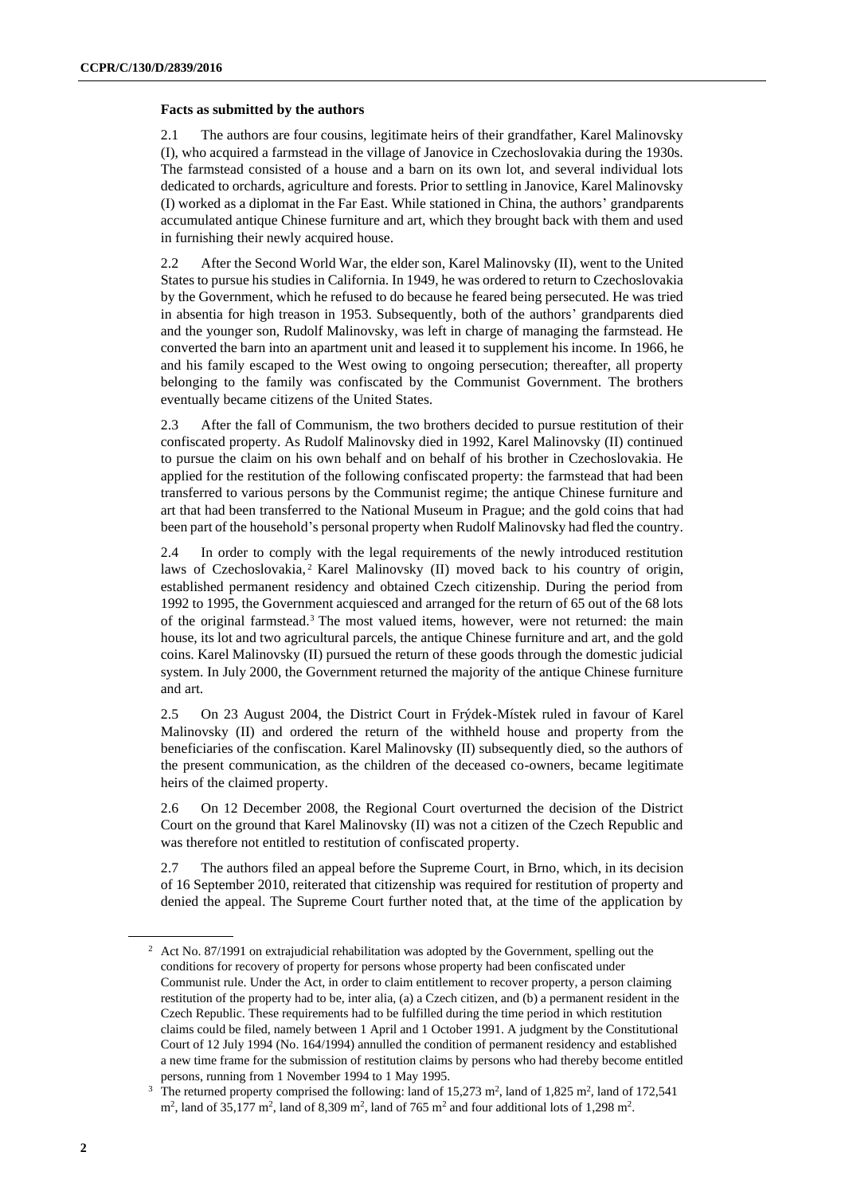**Facts as submitted by the authors**

2.1 The authors are four cousins, legitimate heirs of their grandfather, Karel Malinovsky (I), who acquired a farmstead in the village of Janovice in Czechoslovakia during the 1930s. The farmstead consisted of a house and a barn on its own lot, and several individual lots dedicated to orchards, agriculture and forests. Prior to settling in Janovice, Karel Malinovsky (I) worked as a diplomat in the Far East. While stationed in China, the authors' grandparents accumulated antique Chinese furniture and art, which they brought back with them and used in furnishing their newly acquired house.

2.2 After the Second World War, the elder son, Karel Malinovsky (II), went to the United States to pursue his studies in California. In 1949, he was ordered to return to Czechoslovakia by the Government, which he refused to do because he feared being persecuted. He was tried in absentia for high treason in 1953. Subsequently, both of the authors' grandparents died and the younger son, Rudolf Malinovsky, was left in charge of managing the farmstead. He converted the barn into an apartment unit and leased it to supplement his income. In 1966, he and his family escaped to the West owing to ongoing persecution; thereafter, all property belonging to the family was confiscated by the Communist Government. The brothers eventually became citizens of the United States.

2.3 After the fall of Communism, the two brothers decided to pursue restitution of their confiscated property. As Rudolf Malinovsky died in 1992, Karel Malinovsky (II) continued to pursue the claim on his own behalf and on behalf of his brother in Czechoslovakia. He applied for the restitution of the following confiscated property: the farmstead that had been transferred to various persons by the Communist regime; the antique Chinese furniture and art that had been transferred to the National Museum in Prague; and the gold coins that had been part of the household's personal property when Rudolf Malinovsky had fled the country.

2.4 In order to comply with the legal requirements of the newly introduced restitution laws of Czechoslovakia,[2] Karel Malinovsky (II) moved back to his country of origin, established permanent residency and obtained Czech citizenship. During the period from 1992 to 1995, the Government acquiesced and arranged for the return of 65 out of the 68 lots of the original farmstead.[3] The most valued items, however, were not returned: the main house, its lot and two agricultural parcels, the antique Chinese furniture and art, and the gold coins. Karel Malinovsky (II) pursued the return of these goods through the domestic judicial system. In July 2000, the Government returned the majority of the antique Chinese furniture and art.

2.5 On 23 August 2004, the District Court in Frýdek-Místek ruled in favour of Karel Malinovsky (II) and ordered the return of the withheld house and property from the beneficiaries of the confiscation. Karel Malinovsky (II) subsequently died, so the authors of the present communication, as the children of the deceased co-owners, became legitimate heirs of the claimed property.

2.6 On 12 December 2008, the Regional Court overturned the decision of the District Court on the ground that Karel Malinovsky (II) was not a citizen of the Czech Republic and was therefore not entitled to restitution of confiscated property.

2.7 The authors filed an appeal before the Supreme Court, in Brno, which, in its decision of 16 September 2010, reiterated that citizenship was required for restitution of property and denied the appeal. The Supreme Court further noted that, at the time of the application by

---

[2] Act No. 87/1991 on extrajudicial rehabilitation was adopted by the Government, spelling out the conditions for recovery of property for persons whose property had been confiscated under Communist rule. Under the Act, in order to claim entitlement to recover property, a person claiming restitution of the property had to be, inter alia, (a) a Czech citizen, and (b) a permanent resident in the Czech Republic. These requirements had to be fulfilled during the time period in which restitution claims could be filed, namely between 1 April and 1 October 1991. A judgment by the Constitutional Court of 12 July 1994 (No. 164/1994) annulled the condition of permanent residency and established a new time frame for the submission of restitution claims by persons who had thereby become entitled persons, running from 1 November 1994 to 1 May 1995.

[3] The returned property comprised the following: land of 15,273 $m^2$, land of 1,825 $m^2$, land of 172,541 $m^2$, land of 35,177 $m^2$, land of 8,309 $m^2$, land of 765 $m^2$ and four additional lots of 1,298 $m^2$.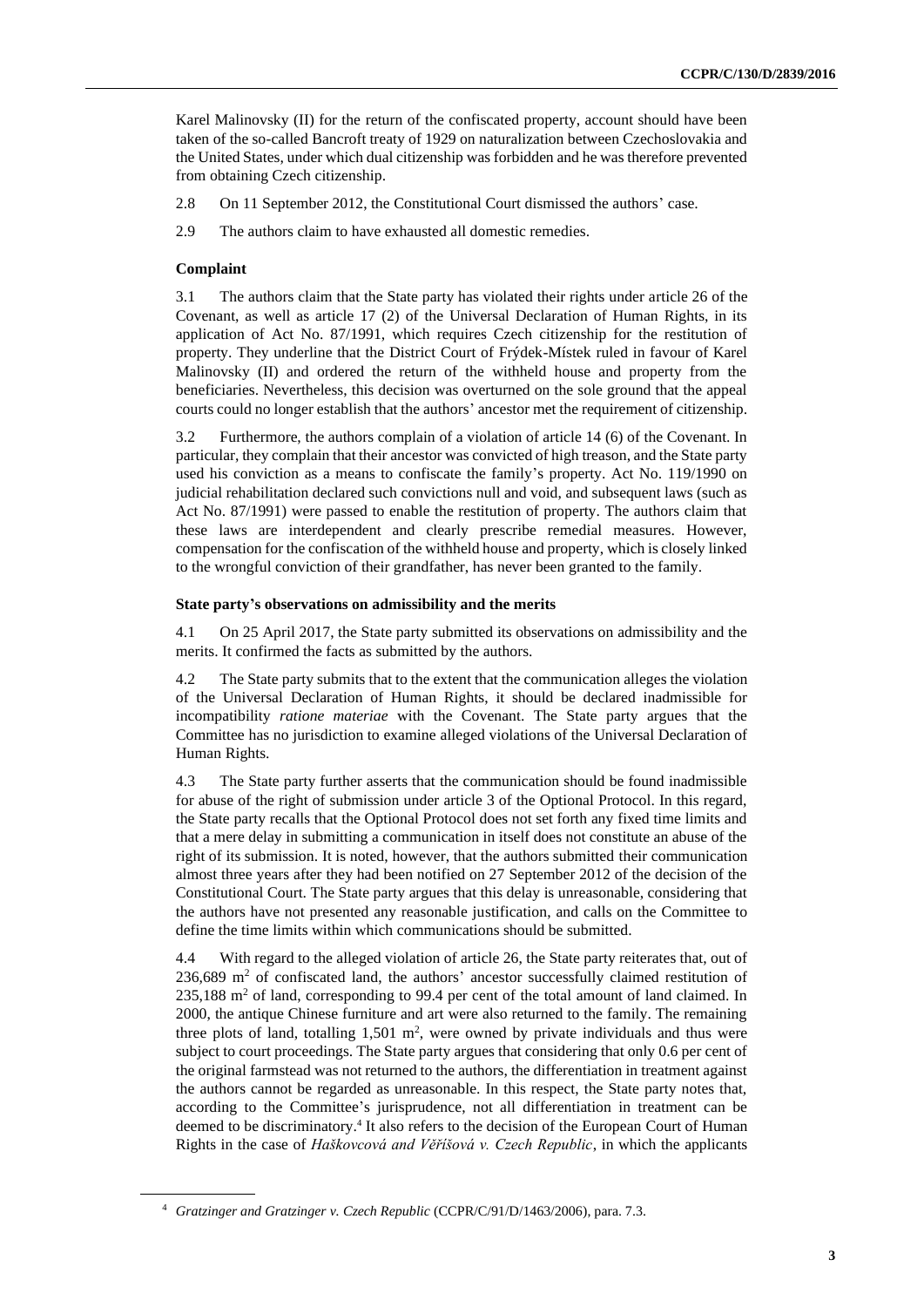Karel Malinovsky (II) for the return of the confiscated property, account should have been taken of the so-called Bancroft treaty of 1929 on naturalization between Czechoslovakia and the United States, under which dual citizenship was forbidden and he was therefore prevented from obtaining Czech citizenship.

2.8 On 11 September 2012, the Constitutional Court dismissed the authors' case.

2.9 The authors claim to have exhausted all domestic remedies.

### Complaint

3.1 The authors claim that the State party has violated their rights under article 26 of the Covenant, as well as article 17 (2) of the Universal Declaration of Human Rights, in its application of Act No. 87/1991, which requires Czech citizenship for the restitution of property. They underline that the District Court of Frýdek-Místek ruled in favour of Karel Malinovsky (II) and ordered the return of the withheld house and property from the beneficiaries. Nevertheless, this decision was overturned on the sole ground that the appeal courts could no longer establish that the authors' ancestor met the requirement of citizenship.

3.2 Furthermore, the authors complain of a violation of article 14 (6) of the Covenant. In particular, they complain that their ancestor was convicted of high treason, and the State party used his conviction as a means to confiscate the family's property. Act No. 119/1990 on judicial rehabilitation declared such convictions null and void, and subsequent laws (such as Act No. 87/1991) were passed to enable the restitution of property. The authors claim that these laws are interdependent and clearly prescribe remedial measures. However, compensation for the confiscation of the withheld house and property, which is closely linked to the wrongful conviction of their grandfather, has never been granted to the family.

### State party's observations on admissibility and the merits

4.1 On 25 April 2017, the State party submitted its observations on admissibility and the merits. It confirmed the facts as submitted by the authors.

4.2 The State party submits that to the extent that the communication alleges the violation of the Universal Declaration of Human Rights, it should be declared inadmissible for incompatibility *ratione materiae* with the Covenant. The State party argues that the Committee has no jurisdiction to examine alleged violations of the Universal Declaration of Human Rights.

4.3 The State party further asserts that the communication should be found inadmissible for abuse of the right of submission under article 3 of the Optional Protocol. In this regard, the State party recalls that the Optional Protocol does not set forth any fixed time limits and that a mere delay in submitting a communication in itself does not constitute an abuse of the right of its submission. It is noted, however, that the authors submitted their communication almost three years after they had been notified on 27 September 2012 of the decision of the Constitutional Court. The State party argues that this delay is unreasonable, considering that the authors have not presented any reasonable justification, and calls on the Committee to define the time limits within which communications should be submitted.

4.4 With regard to the alleged violation of article 26, the State party reiterates that, out of 236,689 $m^2$ of confiscated land, the authors' ancestor successfully claimed restitution of 235,188 $m^2$ of land, corresponding to 99.4 per cent of the total amount of land claimed. In 2000, the antique Chinese furniture and art were also returned to the family. The remaining three plots of land, totalling 1,501 $m^2$, were owned by private individuals and thus were subject to court proceedings. The State party argues that considering that only 0.6 per cent of the original farmstead was not returned to the authors, the differentiation in treatment against the authors cannot be regarded as unreasonable. In this respect, the State party notes that, according to the Committee's jurisprudence, not all differentiation in treatment can be deemed to be discriminatory.[4] It also refers to the decision of the European Court of Human Rights in the case of *Haškovcová and Věříšová v. Czech Republic*, in which the applicants

[4] *Gratzinger and Gratzinger v. Czech Republic* (CCPR/C/91/D/1463/2006), para. 7.3.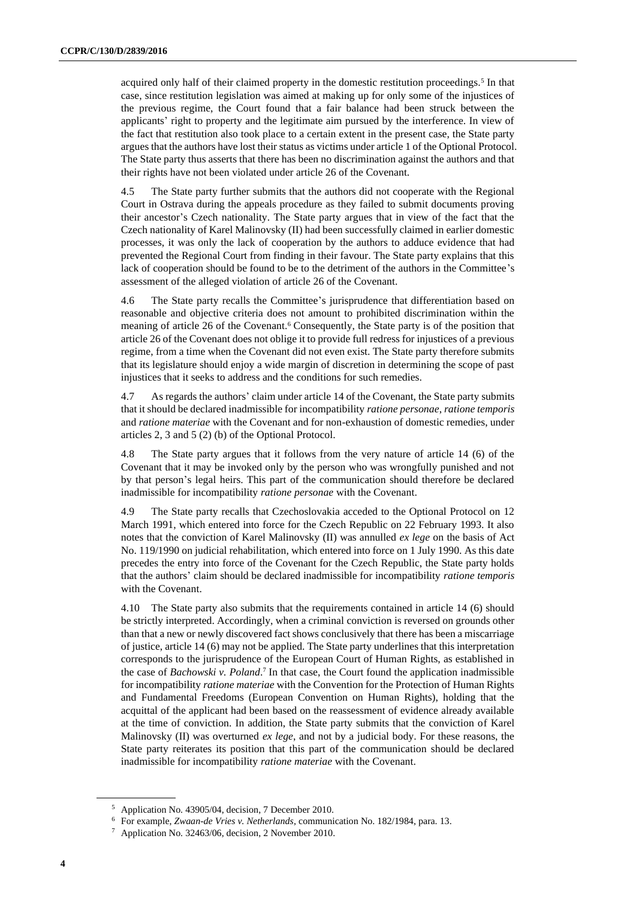acquired only half of their claimed property in the domestic restitution proceedings.[5] In that case, since restitution legislation was aimed at making up for only some of the injustices of the previous regime, the Court found that a fair balance had been struck between the applicants' right to property and the legitimate aim pursued by the interference. In view of the fact that restitution also took place to a certain extent in the present case, the State party argues that the authors have lost their status as victims under article 1 of the Optional Protocol. The State party thus asserts that there has been no discrimination against the authors and that their rights have not been violated under article 26 of the Covenant.

4.5 The State party further submits that the authors did not cooperate with the Regional Court in Ostrava during the appeals procedure as they failed to submit documents proving their ancestor's Czech nationality. The State party argues that in view of the fact that the Czech nationality of Karel Malinovsky (II) had been successfully claimed in earlier domestic processes, it was only the lack of cooperation by the authors to adduce evidence that had prevented the Regional Court from finding in their favour. The State party explains that this lack of cooperation should be found to be to the detriment of the authors in the Committee's assessment of the alleged violation of article 26 of the Covenant.

4.6 The State party recalls the Committee's jurisprudence that differentiation based on reasonable and objective criteria does not amount to prohibited discrimination within the meaning of article 26 of the Covenant.[6] Consequently, the State party is of the position that article 26 of the Covenant does not oblige it to provide full redress for injustices of a previous regime, from a time when the Covenant did not even exist. The State party therefore submits that its legislature should enjoy a wide margin of discretion in determining the scope of past injustices that it seeks to address and the conditions for such remedies.

4.7 As regards the authors' claim under article 14 of the Covenant, the State party submits that it should be declared inadmissible for incompatibility *ratione personae*, *ratione temporis* and *ratione materiae* with the Covenant and for non-exhaustion of domestic remedies, under articles 2, 3 and 5 (2) (b) of the Optional Protocol.

4.8 The State party argues that it follows from the very nature of article 14 (6) of the Covenant that it may be invoked only by the person who was wrongfully punished and not by that person's legal heirs. This part of the communication should therefore be declared inadmissible for incompatibility *ratione personae* with the Covenant.

4.9 The State party recalls that Czechoslovakia acceded to the Optional Protocol on 12 March 1991, which entered into force for the Czech Republic on 22 February 1993. It also notes that the conviction of Karel Malinovsky (II) was annulled *ex lege* on the basis of Act No. 119/1990 on judicial rehabilitation, which entered into force on 1 July 1990. As this date precedes the entry into force of the Covenant for the Czech Republic, the State party holds that the authors' claim should be declared inadmissible for incompatibility *ratione temporis* with the Covenant.

4.10 The State party also submits that the requirements contained in article 14 (6) should be strictly interpreted. Accordingly, when a criminal conviction is reversed on grounds other than that a new or newly discovered fact shows conclusively that there has been a miscarriage of justice, article 14 (6) may not be applied. The State party underlines that this interpretation corresponds to the jurisprudence of the European Court of Human Rights, as established in the case of *Bachowski v. Poland*.[7] In that case, the Court found the application inadmissible for incompatibility *ratione materiae* with the Convention for the Protection of Human Rights and Fundamental Freedoms (European Convention on Human Rights), holding that the acquittal of the applicant had been based on the reassessment of evidence already available at the time of conviction. In addition, the State party submits that the conviction of Karel Malinovsky (II) was overturned *ex lege*, and not by a judicial body. For these reasons, the State party reiterates its position that this part of the communication should be declared inadmissible for incompatibility *ratione materiae* with the Covenant.

---

[5] Application No. 43905/04, decision, 7 December 2010.

[6] For example, *Zwaan-de Vries v. Netherlands*, communication No. 182/1984, para. 13.

[7] Application No. 32463/06, decision, 2 November 2010.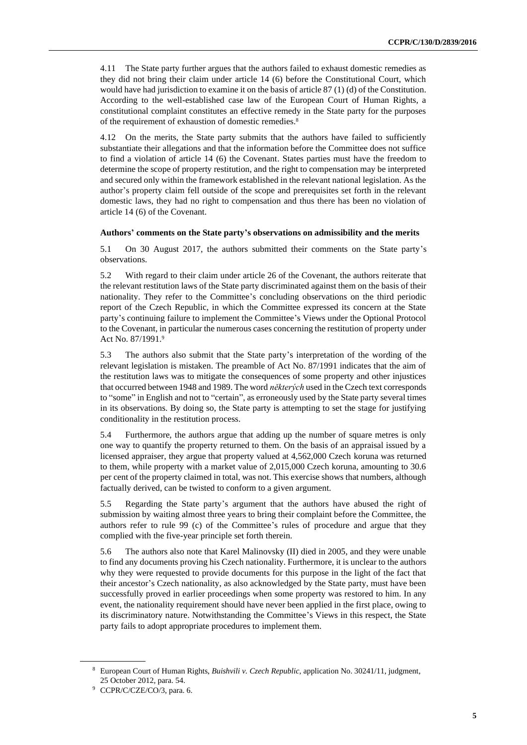4.11 The State party further argues that the authors failed to exhaust domestic remedies as they did not bring their claim under article 14 (6) before the Constitutional Court, which would have had jurisdiction to examine it on the basis of article 87 (1) (d) of the Constitution. According to the well-established case law of the European Court of Human Rights, a constitutional complaint constitutes an effective remedy in the State party for the purposes of the requirement of exhaustion of domestic remedies.[8]

4.12 On the merits, the State party submits that the authors have failed to sufficiently substantiate their allegations and that the information before the Committee does not suffice to find a violation of article 14 (6) the Covenant. States parties must have the freedom to determine the scope of property restitution, and the right to compensation may be interpreted and secured only within the framework established in the relevant national legislation. As the author's property claim fell outside of the scope and prerequisites set forth in the relevant domestic laws, they had no right to compensation and thus there has been no violation of article 14 (6) of the Covenant.

**Authors' comments on the State party's observations on admissibility and the merits**

5.1 On 30 August 2017, the authors submitted their comments on the State party's observations.

5.2 With regard to their claim under article 26 of the Covenant, the authors reiterate that the relevant restitution laws of the State party discriminated against them on the basis of their nationality. They refer to the Committee's concluding observations on the third periodic report of the Czech Republic, in which the Committee expressed its concern at the State party's continuing failure to implement the Committee's Views under the Optional Protocol to the Covenant, in particular the numerous cases concerning the restitution of property under Act No. 87/1991.[9]

5.3 The authors also submit that the State party's interpretation of the wording of the relevant legislation is mistaken. The preamble of Act No. 87/1991 indicates that the aim of the restitution laws was to mitigate the consequences of some property and other injustices that occurred between 1948 and 1989. The word *několika* used in the Czech text corresponds to "some" in English and not to "certain", as erroneously used by the State party several times in its observations. By doing so, the State party is attempting to set the stage for justifying conditionality in the restitution process.

5.4 Furthermore, the authors argue that adding up the number of square metres is only one way to quantify the property returned to them. On the basis of an appraisal issued by a licensed appraiser, they argue that property valued at 4,562,000 Czech koruna was returned to them, while property with a market value of 2,015,000 Czech koruna, amounting to 30.6 per cent of the property claimed in total, was not. This exercise shows that numbers, although factually derived, can be twisted to conform to a given argument.

5.5 Regarding the State party's argument that the authors have abused the right of submission by waiting almost three years to bring their complaint before the Committee, the authors refer to rule 99 (c) of the Committee's rules of procedure and argue that they complied with the five-year principle set forth therein.

5.6 The authors also note that Karel Malinovsky (II) died in 2005, and they were unable to find any documents proving his Czech nationality. Furthermore, it is unclear to the authors why they were requested to provide documents for this purpose in the light of the fact that their ancestor's Czech nationality, as also acknowledged by the State party, must have been successfully proved in earlier proceedings when some property was restored to him. In any event, the nationality requirement should have never been applied in the first place, owing to its discriminatory nature. Notwithstanding the Committee's Views in this respect, the State party fails to adopt appropriate procedures to implement them.

[8] European Court of Human Rights, *Buishvili v. Czech Republic*, application No. 30241/11, judgment, 25 October 2012, para. 54.

[9] CCPR/C/CZE/CO/3, para. 6.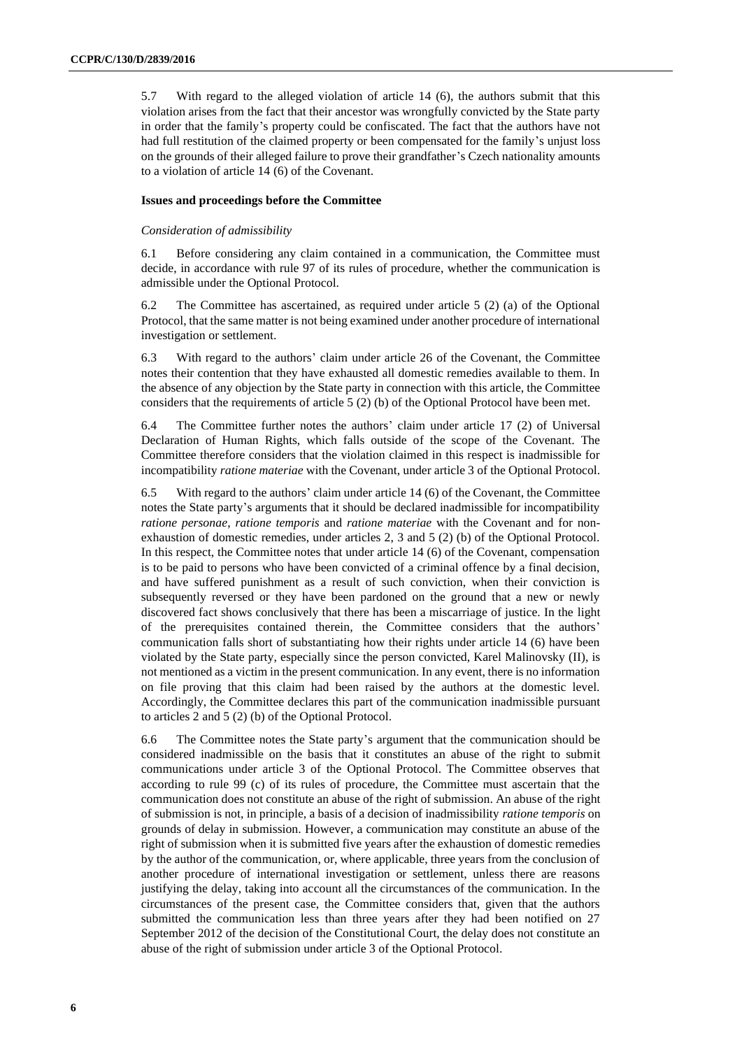5.7 With regard to the alleged violation of article 14 (6), the authors submit that this violation arises from the fact that their ancestor was wrongfully convicted by the State party in order that the family's property could be confiscated. The fact that the authors have not had full restitution of the claimed property or been compensated for the family's unjust loss on the grounds of their alleged failure to prove their grandfather's Czech nationality amounts to a violation of article 14 (6) of the Covenant.

### Issues and proceedings before the Committee

#### *Consideration of admissibility*

6.1 Before considering any claim contained in a communication, the Committee must decide, in accordance with rule 97 of its rules of procedure, whether the communication is admissible under the Optional Protocol.

6.2 The Committee has ascertained, as required under article 5 (2) (a) of the Optional Protocol, that the same matter is not being examined under another procedure of international investigation or settlement.

6.3 With regard to the authors' claim under article 26 of the Covenant, the Committee notes their contention that they have exhausted all domestic remedies available to them. In the absence of any objection by the State party in connection with this article, the Committee considers that the requirements of article 5 (2) (b) of the Optional Protocol have been met.

6.4 The Committee further notes the authors' claim under article 17 (2) of Universal Declaration of Human Rights, which falls outside of the scope of the Covenant. The Committee therefore considers that the violation claimed in this respect is inadmissible for incompatibility *ratione materiae* with the Covenant, under article 3 of the Optional Protocol.

6.5 With regard to the authors' claim under article 14 (6) of the Covenant, the Committee notes the State party's arguments that it should be declared inadmissible for incompatibility *ratione personae*, *ratione temporis* and *ratione materiae* with the Covenant and for non-exhaustion of domestic remedies, under articles 2, 3 and 5 (2) (b) of the Optional Protocol. In this respect, the Committee notes that under article 14 (6) of the Covenant, compensation is to be paid to persons who have been convicted of a criminal offence by a final decision, and have suffered punishment as a result of such conviction, when their conviction is subsequently reversed or they have been pardoned on the ground that a new or newly discovered fact shows conclusively that there has been a miscarriage of justice. In the light of the prerequisites contained therein, the Committee considers that the authors' communication falls short of substantiating how their rights under article 14 (6) have been violated by the State party, especially since the person convicted, Karel Malinovsky (II), is not mentioned as a victim in the present communication. In any event, there is no information on file proving that this claim had been raised by the authors at the domestic level. Accordingly, the Committee declares this part of the communication inadmissible pursuant to articles 2 and 5 (2) (b) of the Optional Protocol.

6.6 The Committee notes the State party's argument that the communication should be considered inadmissible on the basis that it constitutes an abuse of the right to submit communications under article 3 of the Optional Protocol. The Committee observes that according to rule 99 (c) of its rules of procedure, the Committee must ascertain that the communication does not constitute an abuse of the right of submission. An abuse of the right of submission is not, in principle, a basis of a decision of inadmissibility *ratione temporis* on grounds of delay in submission. However, a communication may constitute an abuse of the right of submission when it is submitted five years after the exhaustion of domestic remedies by the author of the communication, or, where applicable, three years from the conclusion of another procedure of international investigation or settlement, unless there are reasons justifying the delay, taking into account all the circumstances of the communication. In the circumstances of the present case, the Committee considers that, given that the authors submitted the communication less than three years after they had been notified on 27 September 2012 of the decision of the Constitutional Court, the delay does not constitute an abuse of the right of submission under article 3 of the Optional Protocol.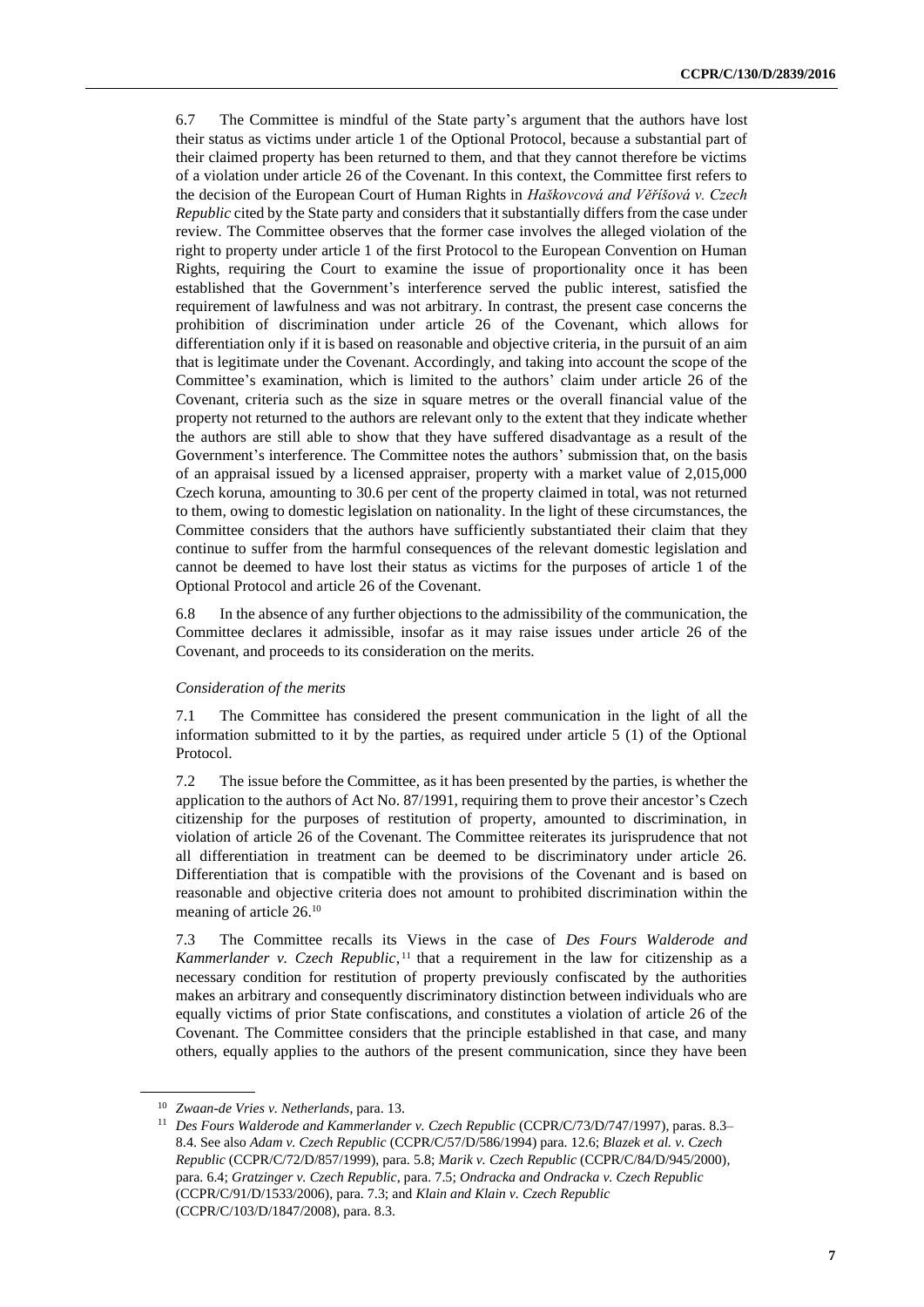6.7 The Committee is mindful of the State party's argument that the authors have lost their status as victims under article 1 of the Optional Protocol, because a substantial part of their claimed property has been returned to them, and that they cannot therefore be victims of a violation under article 26 of the Covenant. In this context, the Committee first refers to the decision of the European Court of Human Rights in *Haškovcová and Věříšová v. Czech Republic* cited by the State party and considers that it substantially differs from the case under review. The Committee observes that the former case involves the alleged violation of the right to property under article 1 of the first Protocol to the European Convention on Human Rights, requiring the Court to examine the issue of proportionality once it has been established that the Government's interference served the public interest, satisfied the requirement of lawfulness and was not arbitrary. In contrast, the present case concerns the prohibition of discrimination under article 26 of the Covenant, which allows for differentiation only if it is based on reasonable and objective criteria, in the pursuit of an aim that is legitimate under the Covenant. Accordingly, and taking into account the scope of the Committee's examination, which is limited to the authors' claim under article 26 of the Covenant, criteria such as the size in square metres or the overall financial value of the property not returned to the authors are relevant only to the extent that they indicate whether the authors are still able to show that they have suffered disadvantage as a result of the Government's interference. The Committee notes the authors' submission that, on the basis of an appraisal issued by a licensed appraiser, property with a market value of 2,015,000 Czech koruna, amounting to 30.6 per cent of the property claimed in total, was not returned to them, owing to domestic legislation on nationality. In the light of these circumstances, the Committee considers that the authors have sufficiently substantiated their claim that they continue to suffer from the harmful consequences of the relevant domestic legislation and cannot be deemed to have lost their status as victims for the purposes of article 1 of the Optional Protocol and article 26 of the Covenant.

6.8 In the absence of any further objections to the admissibility of the communication, the Committee declares it admissible, insofar as it may raise issues under article 26 of the Covenant, and proceeds to its consideration on the merits.

*Consideration of the merits*

7.1 The Committee has considered the present communication in the light of all the information submitted to it by the parties, as required under article 5 (1) of the Optional Protocol.

7.2 The issue before the Committee, as it has been presented by the parties, is whether the application to the authors of Act No. 87/1991, requiring them to prove their ancestor's Czech citizenship for the purposes of restitution of property, amounted to discrimination, in violation of article 26 of the Covenant. The Committee reiterates its jurisprudence that not all differentiation in treatment can be deemed to be discriminatory under article 26. Differentiation that is compatible with the provisions of the Covenant and is based on reasonable and objective criteria does not amount to prohibited discrimination within the meaning of article 26.[10]

7.3 The Committee recalls its Views in the case of *Des Fours Walderode and Kammerlander v. Czech Republic*,[11] that a requirement in the law for citizenship as a necessary condition for restitution of property previously confiscated by the authorities makes an arbitrary and consequently discriminatory distinction between individuals who are equally victims of prior State confiscations, and constitutes a violation of article 26 of the Covenant. The Committee considers that the principle established in that case, and many others, equally applies to the authors of the present communication, since they have been

[10] *Zwaan-de Vries v. Netherlands*, para. 13.

[11] *Des Fours Walderode and Kammerlander v. Czech Republic* (CCPR/C/73/D/747/1997), paras. 8.3–8.4. See also *Adam v. Czech Republic* (CCPR/C/57/D/586/1994) para. 12.6; *Blazek et al. v. Czech Republic* (CCPR/C/72/D/857/1999), para. 5.8; *Marik v. Czech Republic* (CCPR/C/84/D/945/2000), para. 6.4; *Gratzinger v. Czech Republic*, para. 7.5; *Ondracka and Ondracka v. Czech Republic* (CCPR/C/91/D/1533/2006), para. 7.3; and *Klain and Klain v. Czech Republic* (CCPR/C/103/D/1847/2008), para. 8.3.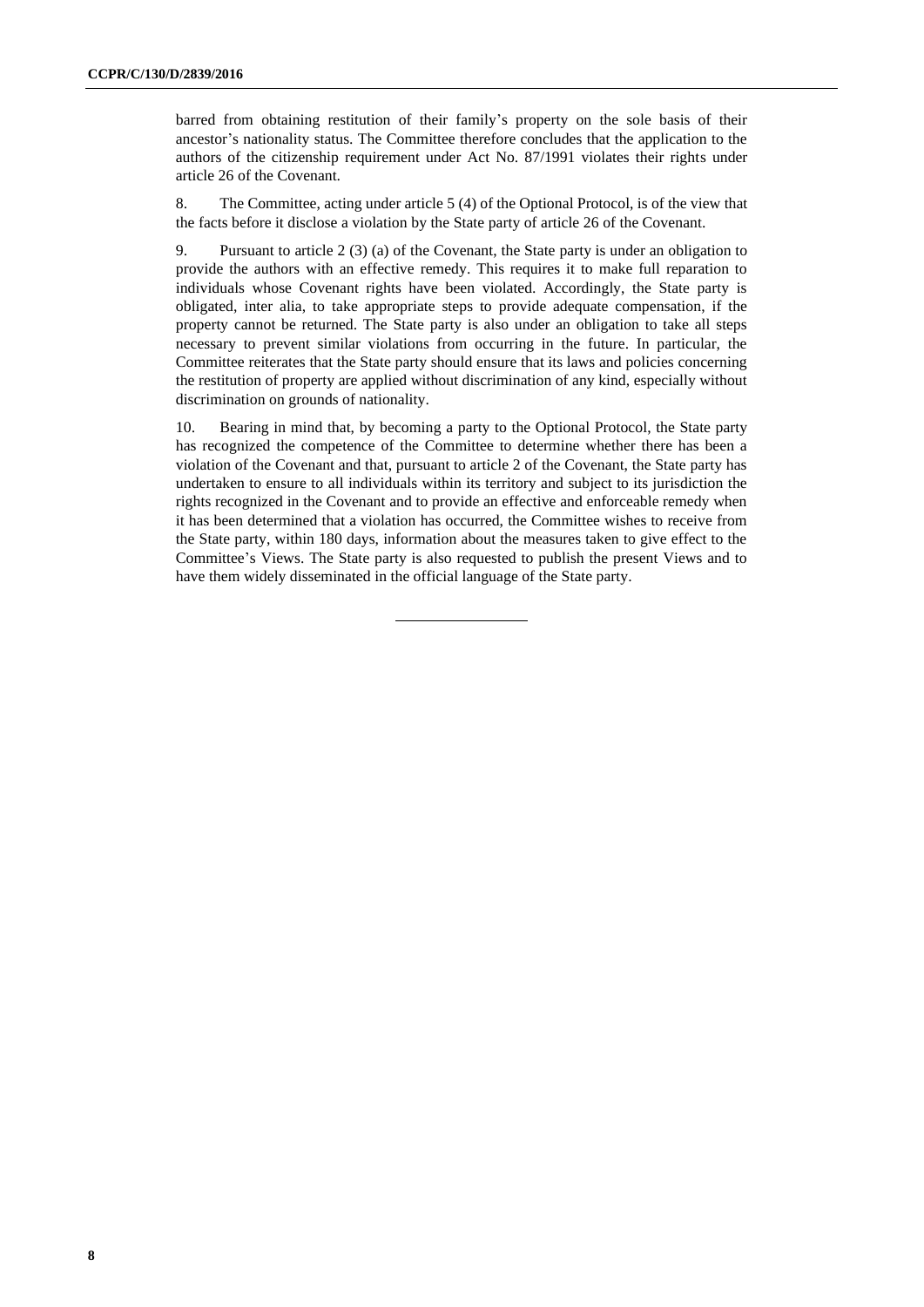barred from obtaining restitution of their family's property on the sole basis of their ancestor's nationality status. The Committee therefore concludes that the application to the authors of the citizenship requirement under Act No. 87/1991 violates their rights under article 26 of the Covenant.

8. The Committee, acting under article 5 (4) of the Optional Protocol, is of the view that the facts before it disclose a violation by the State party of article 26 of the Covenant.

9. Pursuant to article 2 (3) (a) of the Covenant, the State party is under an obligation to provide the authors with an effective remedy. This requires it to make full reparation to individuals whose Covenant rights have been violated. Accordingly, the State party is obligated, inter alia, to take appropriate steps to provide adequate compensation, if the property cannot be returned. The State party is also under an obligation to take all steps necessary to prevent similar violations from occurring in the future. In particular, the Committee reiterates that the State party should ensure that its laws and policies concerning the restitution of property are applied without discrimination of any kind, especially without discrimination on grounds of nationality.

10. Bearing in mind that, by becoming a party to the Optional Protocol, the State party has recognized the competence of the Committee to determine whether there has been a violation of the Covenant and that, pursuant to article 2 of the Covenant, the State party has undertaken to ensure to all individuals within its territory and subject to its jurisdiction the rights recognized in the Covenant and to provide an effective and enforceable remedy when it has been determined that a violation has occurred, the Committee wishes to receive from the State party, within 180 days, information about the measures taken to give effect to the Committee's Views. The State party is also requested to publish the present Views and to have them widely disseminated in the official language of the State party.